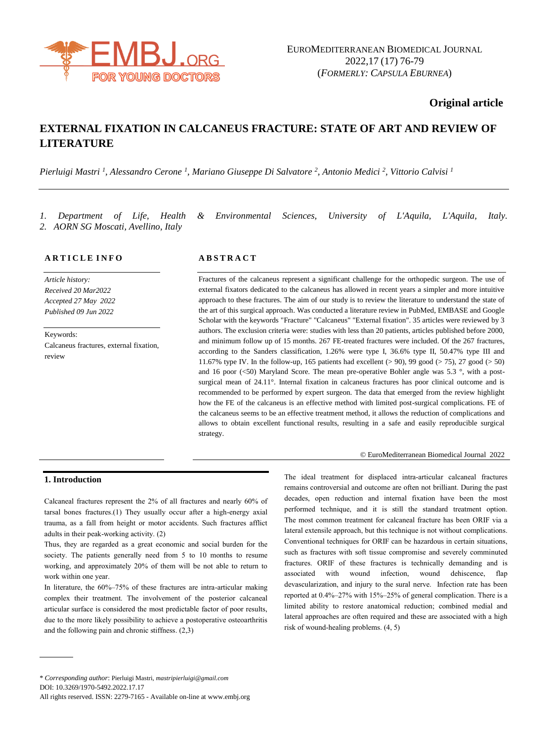# EXTERNAL FIXATION IN CALCANEUS FRACTURE: STATE OF ART AND REVIEW OF LITERATURE

*Pierluigi Mastri [1], Alessandro Cerone [1], Mariano Giuseppe Di Salvatore [2], Antonio Medici [2], Vittorio Calvisi [1]*

1. *Department of Life, Health & Environmental Sciences, University of L'Aquila, L'Aquila, Italy.*
2. *AORN SG Moscati, Avellino, Italy*

**Original article**

## ARTICLE INFO

*Article history:*
*Received 20 Mar2022*
*Accepted 27 May 2022*
*Published 09 Jun 2022*

Keywords:
Calcaneus fractures, external fixation, review

## ABSTRACT

Fractures of the calcaneus represent a significant challenge for the orthopedic surgeon. The use of external fixators dedicated to the calcaneus has allowed in recent years a simpler and more intuitive approach to these fractures. The aim of our study is to review the literature to understand the state of the art of this surgical approach. Was conducted a literature review in PubMed, EMBASE and Google Scholar with the keywords "Fracture" "Calcaneus" "External fixation". 35 articles were reviewed by 3 authors. The exclusion criteria were: studies with less than 20 patients, articles published before 2000, and minimum follow up of 15 months. 267 FE-treated fractures were included. Of the 267 fractures, according to the Sanders classification, 1.26% were type I, 36.6% type II, 50.47% type III and 11.67% type IV. In the follow-up, 165 patients had excellent (> 90), 99 good (> 75), 27 good (> 50) and 16 poor (<50) Maryland Score. The mean pre-operative Bohler angle was 5.3 °, with a post-surgical mean of 24.11°. Internal fixation in calcaneus fractures has poor clinical outcome and is recommended to be performed by expert surgeon. The data that emerged from the review highlight how the FE of the calcaneus is an effective method with limited post-surgical complications. FE of the calcaneus seems to be an effective treatment method, it allows the reduction of complications and allows to obtain excellent functional results, resulting in a safe and easily reproducible surgical strategy.

© EuroMediterranean Biomedical Journal 2022

## 1. Introduction

Calcaneal fractures represent the 2% of all fractures and nearly 60% of tarsal bones fractures.(1) They usually occur after a high-energy axial trauma, as a fall from height or motor accidents. Such fractures afflict adults in their peak-working activity. (2)

Thus, they are regarded as a great economic and social burden for the society. The patients generally need from 5 to 10 months to resume working, and approximately 20% of them will be not able to return to work within one year.

In literature, the 60%–75% of these fractures are intra-articular making complex their treatment. The involvement of the posterior calcaneal articular surface is considered the most predictable factor of poor results, due to the more likely possibility to achieve a postoperative osteoarthritis and the following pain and chronic stiffness. (2,3)

The ideal treatment for displaced intra-articular calcaneal fractures remains controversial and outcome are often not brilliant. During the past decades, open reduction and internal fixation have been the most performed technique, and it is still the standard treatment option. The most common treatment for calcaneal fracture has been ORIF via a lateral extensile approach, but this technique is not without complications. Conventional techniques for ORIF can be hazardous in certain situations, such as fractures with soft tissue compromise and severely comminuted fractures. ORIF of these fractures is technically demanding and is associated with wound infection, wound dehiscence, flap devascularization, and injury to the sural nerve. Infection rate has been reported at 0.4%–27% with 15%–25% of general complication. There is a limited ability to restore anatomical reduction; combined medial and lateral approaches are often required and these are associated with a high risk of wound-healing problems. (4, 5)

\* *Corresponding author*: Pierluigi Mastri, *mastripierluigi@gmail.com*
DOI: 10.3269/1970-5492.2022.17.17
All rights reserved. ISSN: 2279-7165 - Available on-line at www.embj.org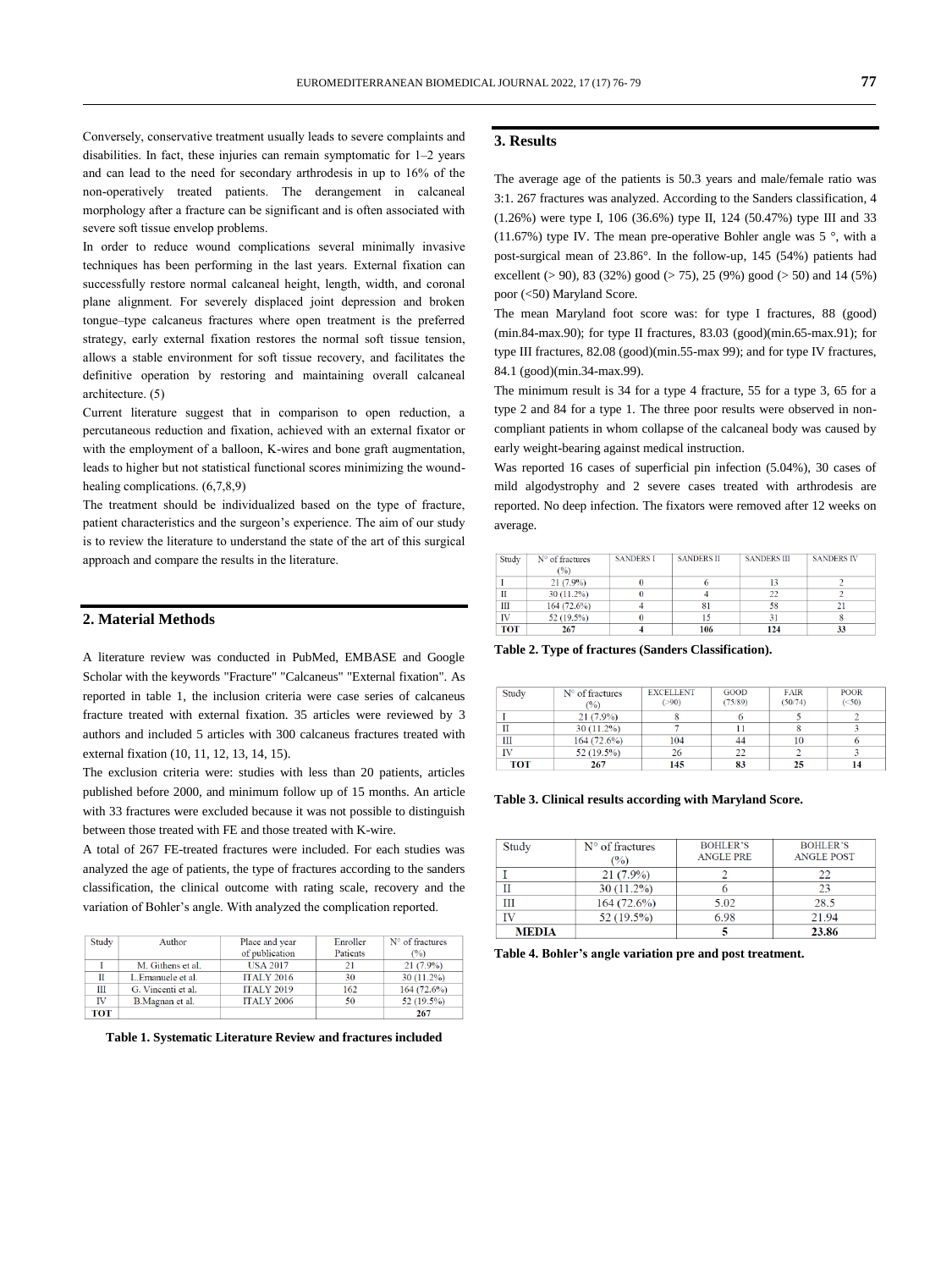Conversely, conservative treatment usually leads to severe complaints and disabilities. In fact, these injuries can remain symptomatic for 1–2 years and can lead to the need for secondary arthrodesis in up to 16% of the non-operatively treated patients. The derangement in calcaneal morphology after a fracture can be significant and is often associated with severe soft tissue envelop problems.

In order to reduce wound complications several minimally invasive techniques has been performing in the last years. External fixation can successfully restore normal calcaneal height, length, width, and coronal plane alignment. For severely displaced joint depression and broken tongue–type calcaneus fractures where open treatment is the preferred strategy, early external fixation restores the normal soft tissue tension, allows a stable environment for soft tissue recovery, and facilitates the definitive operation by restoring and maintaining overall calcaneal architecture. (5)

Current literature suggest that in comparison to open reduction, a percutaneous reduction and fixation, achieved with an external fixator or with the employment of a balloon, K-wires and bone graft augmentation, leads to higher but not statistical functional scores minimizing the wound-healing complications. (6,7,8,9)

The treatment should be individualized based on the type of fracture, patient characteristics and the surgeon's experience. The aim of our study is to review the literature to understand the state of the art of this surgical approach and compare the results in the literature.

## 2. Material Methods

A literature review was conducted in PubMed, EMBASE and Google Scholar with the keywords "Fracture" "Calcaneus" "External fixation". As reported in table 1, the inclusion criteria were case series of calcaneus fracture treated with external fixation. 35 articles were reviewed by 3 authors and included 5 articles with 300 calcaneus fractures treated with external fixation (10, 11, 12, 13, 14, 15).

The exclusion criteria were: studies with less than 20 patients, articles published before 2000, and minimum follow up of 15 months. An article with 33 fractures were excluded because it was not possible to distinguish between those treated with FE and those treated with K-wire.

A total of 267 FE-treated fractures were included. For each studies was analyzed the age of patients, the type of fractures according to the sanders classification, the clinical outcome with rating scale, recovery and the variation of Bohler's angle. With analyzed the complication reported.

| Study | Author | Place and year of publication | Enroller Patients | N° of fractures (%) |
|---|---|---|---|---|
| I | M. Githens et al. | USA 2017 | 21 | 21 (7.9%) |
| II | L.Emanuele et al. | ITALY 2016 | 30 | 30 (11.2%) |
| III | G. Vincenti et al. | ITALY 2019 | 162 | 164 (72.6%) |
| IV | B.Magnan et al. | ITALY 2006 | 50 | 52 (19.5%) |
| TOT | | | | 267 |

**Table 1. Systematic Literature Review and fractures included**

## 3. Results

The average age of the patients is 50.3 years and male/female ratio was 3:1. 267 fractures was analyzed. According to the Sanders classification, 4 (1.26%) were type I, 106 (36.6%) type II, 124 (50.47%) type III and 33 (11.67%) type IV. The mean pre-operative Bohler angle was 5 °, with a post-surgical mean of 23.86°. In the follow-up, 145 (54%) patients had excellent (> 90), 83 (32%) good (> 75), 25 (9%) good (> 50) and 14 (5%) poor (<50) Maryland Score.

The mean Maryland foot score was: for type I fractures, 88 (good) (min.84-max.90); for type II fractures, 83.03 (good)(min.65-max.91); for type III fractures, 82.08 (good)(min.55-max 99); and for type IV fractures, 84.1 (good)(min.34-max.99).

The minimum result is 34 for a type 4 fracture, 55 for a type 3, 65 for a type 2 and 84 for a type 1. The three poor results were observed in non-compliant patients in whom collapse of the calcaneal body was caused by early weight-bearing against medical instruction.

Was reported 16 cases of superficial pin infection (5.04%), 30 cases of mild algodystrophy and 2 severe cases treated with arthrodesis are reported. No deep infection. The fixators were removed after 12 weeks on average.

| Study | N° of fractures (%) | SANDERS I | SANDERS II | SANDERS III | SANDERS IV |
|---|---|---|---|---|---|
| I | 21 (7.9%) | 0 | 6 | 13 | 2 |
| II | 30 (11.2%) | 0 | 4 | 22 | 2 |
| III | 164 (72.6%) | 4 | 81 | 58 | 21 |
| IV | 52 (19.5%) | 0 | 15 | 31 | 8 |
| TOT | 267 | 4 | 106 | 124 | 33 |

**Table 2. Type of fractures (Sanders Classification).**

| Study | N° of fractures (%) | EXCELLENT (>90) | GOOD (75/89) | FAIR (50/74) | POOR (<50) |
|---|---|---|---|---|---|
| I | 21 (7.9%) | 8 | 6 | 5 | 2 |
| II | 30 (11.2%) | 7 | 11 | 8 | 3 |
| III | 164 (72.6%) | 104 | 44 | 10 | 6 |
| IV | 52 (19.5%) | 26 | 22 | 2 | 3 |
| TOT | 267 | 145 | 83 | 25 | 14 |

**Table 3. Clinical results according with Maryland Score.**

| Study | N° of fractures (%) | BOHLER'S ANGLE PRE | BOHLER'S ANGLE POST |
|---|---|---|---|
| I | 21 (7.9%) | 2 | 22 |
| II | 30 (11.2%) | 6 | 23 |
| III | 164 (72.6%) | 5.02 | 28.5 |
| IV | 52 (19.5%) | 6.98 | 21.94 |
| MEDIA | | 5 | 23.86 |

**Table 4. Bohler's angle variation pre and post treatment.**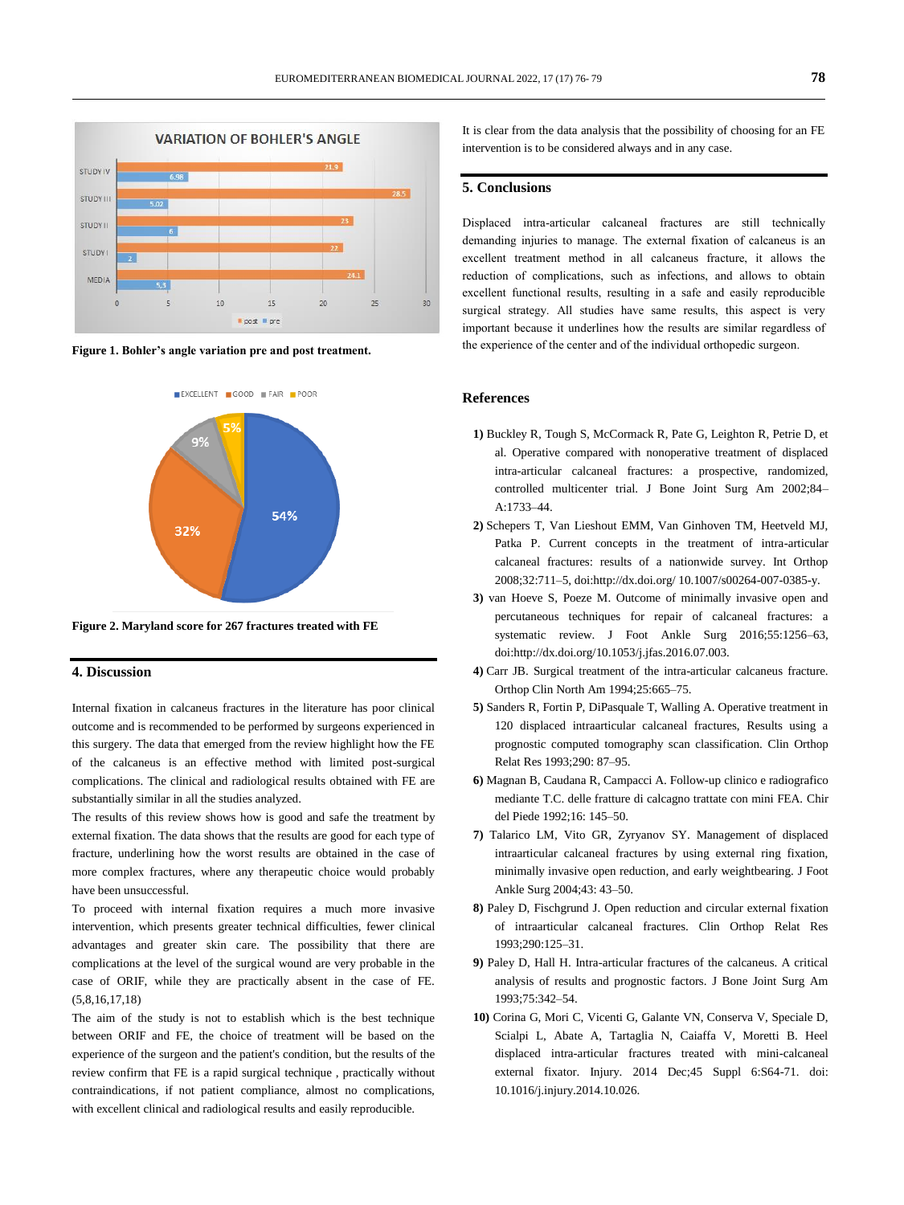Figure 1. Bohler's angle variation pre and post treatment.

Figure 2. Maryland score for 267 fractures treated with FE

## 4. Discussion

Internal fixation in calcaneus fractures in the literature has poor clinical outcome and is recommended to be performed by surgeons experienced in this surgery. The data that emerged from the review highlight how the FE of the calcaneus is an effective method with limited post-surgical complications. The clinical and radiological results obtained with FE are substantially similar in all the studies analyzed.

The results of this review shows how is good and safe the treatment by external fixation. The data shows that the results are good for each type of fracture, underlining how the worst results are obtained in the case of more complex fractures, where any therapeutic choice would probably have been unsuccessful.

To proceed with internal fixation requires a much more invasive intervention, which presents greater technical difficulties, fewer clinical advantages and greater skin care. The possibility that there are complications at the level of the surgical wound are very probable in the case of ORIF, while they are practically absent in the case of FE. (5,8,16,17,18)

The aim of the study is not to establish which is the best technique between ORIF and FE, the choice of treatment will be based on the experience of the surgeon and the patient's condition, but the results of the review confirm that FE is a rapid surgical technique , practically without contraindications, if not patient compliance, almost no complications, with excellent clinical and radiological results and easily reproducible.

It is clear from the data analysis that the possibility of choosing for an FE intervention is to be considered always and in any case.

## 5. Conclusions

Displaced intra-articular calcaneal fractures are still technically demanding injuries to manage. The external fixation of calcaneus is an excellent treatment method in all calcaneus fracture, it allows the reduction of complications, such as infections, and allows to obtain excellent functional results, resulting in a safe and easily reproducible surgical strategy. All studies have same results, this aspect is very important because it underlines how the results are similar regardless of the experience of the center and of the individual orthopedic surgeon.

## References

1) Buckley R, Tough S, McCormack R, Pate G, Leighton R, Petrie D, et al. Operative compared with nonoperative treatment of displaced intra-articular calcaneal fractures: a prospective, randomized, controlled multicenter trial. J Bone Joint Surg Am 2002;84–A:1733–44.

2) Schepers T, Van Lieshout EMM, Van Ginhoven TM, Heetveld MJ, Patka P. Current concepts in the treatment of intra-articular calcaneal fractures: results of a nationwide survey. Int Orthop 2008;32:711–5, doi:http://dx.doi.org/ 10.1007/s00264-007-0385-y.

3) van Hoeve S, Poeze M. Outcome of minimally invasive open and percutaneous techniques for repair of calcaneal fractures: a systematic review. J Foot Ankle Surg 2016;55:1256–63, doi:http://dx.doi.org/10.1053/j.jfas.2016.07.003.

4) Carr JB. Surgical treatment of the intra-articular calcaneus fracture. Orthop Clin North Am 1994;25:665–75.

5) Sanders R, Fortin P, DiPasquale T, Walling A. Operative treatment in 120 displaced intraarticular calcaneal fractures, Results using a prognostic computed tomography scan classification. Clin Orthop Relat Res 1993;290: 87–95.

6) Magnan B, Caudana R, Campacci A. Follow-up clinico e radiografico mediante T.C. delle fratture di calcagno trattate con mini FEA. Chir del Piede 1992;16: 145–50.

7) Talarico LM, Vito GR, Zyryanov SY. Management of displaced intraarticular calcaneal fractures by using external ring fixation, minimally invasive open reduction, and early weightbearing. J Foot Ankle Surg 2004;43: 43–50.

8) Paley D, Fischgrund J. Open reduction and circular external fixation of intraarticular calcaneal fractures. Clin Orthop Relat Res 1993;290:125–31.

9) Paley D, Hall H. Intra-articular fractures of the calcaneus. A critical analysis of results and prognostic factors. J Bone Joint Surg Am 1993;75:342–54.

10) Corina G, Mori C, Vicenti G, Galante VN, Conserva V, Speciale D, Scialpi L, Abate A, Tartaglia N, Caiaffa V, Moretti B. Heel displaced intra-articular fractures treated with mini-calcaneal external fixator. Injury. 2014 Dec;45 Suppl 6:S64-71. doi: 10.1016/j.injury.2014.10.026.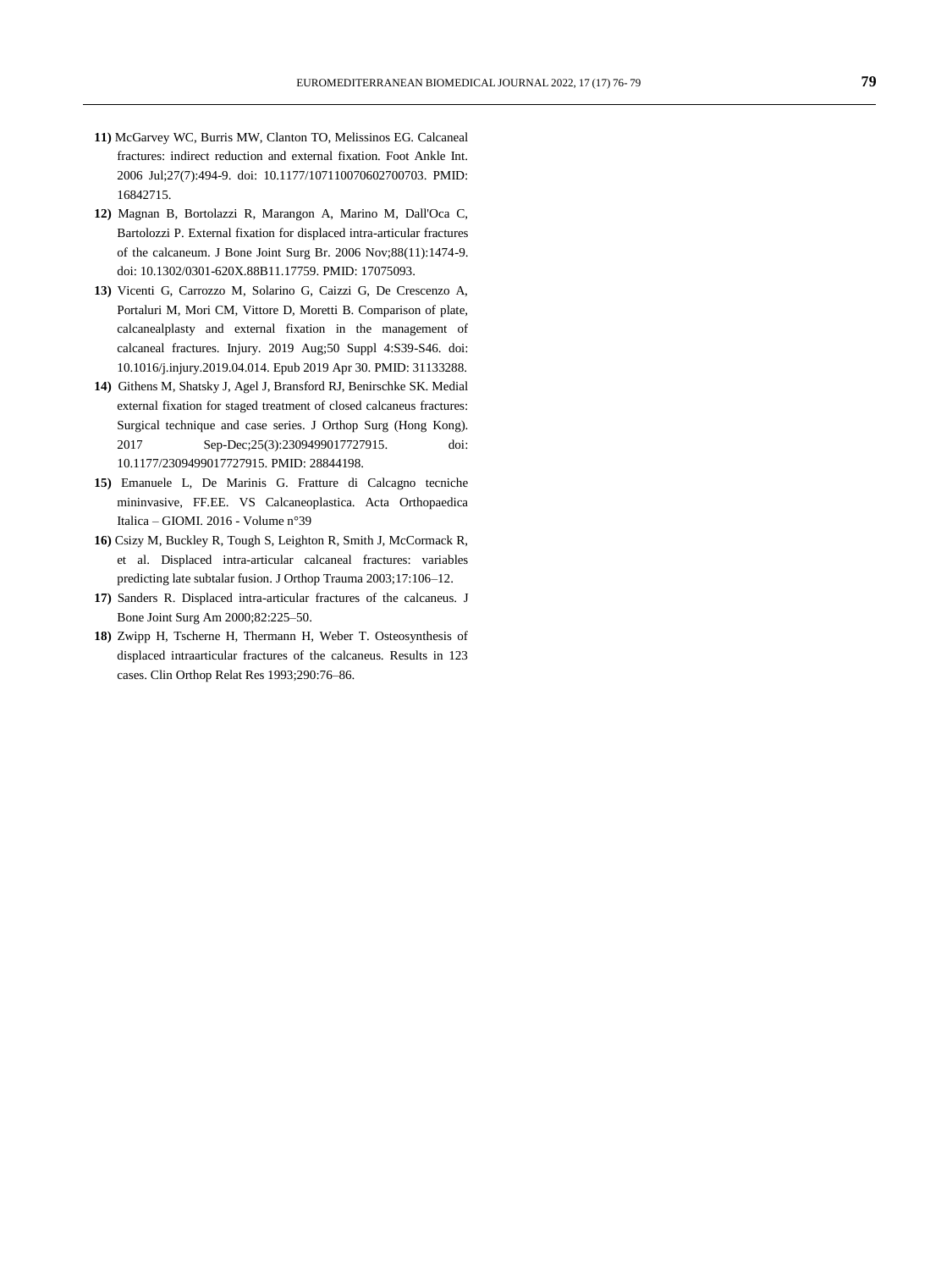**11)** McGarvey WC, Burris MW, Clanton TO, Melissinos EG. Calcaneal fractures: indirect reduction and external fixation. Foot Ankle Int. 2006 Jul;27(7):494-9. doi: 10.1177/107110070602700703. PMID: 16842715.

**12)** Magnan B, Bortolazzi R, Marangon A, Marino M, Dall'Oca C, Bartolozzi P. External fixation for displaced intra-articular fractures of the calcaneum. J Bone Joint Surg Br. 2006 Nov;88(11):1474-9. doi: 10.1302/0301-620X.88B11.17759. PMID: 17075093.

**13)** Vicenti G, Carrozzo M, Solarino G, Caizzi G, De Crescenzo A, Portaluri M, Mori CM, Vittore D, Moretti B. Comparison of plate, calcanealplasty and external fixation in the management of calcaneal fractures. Injury. 2019 Aug;50 Suppl 4:S39-S46. doi: 10.1016/j.injury.2019.04.014. Epub 2019 Apr 30. PMID: 31133288.

**14)** Githens M, Shatsky J, Agel J, Bransford RJ, Benirschke SK. Medial external fixation for staged treatment of closed calcaneus fractures: Surgical technique and case series. J Orthop Surg (Hong Kong). 2017 Sep-Dec;25(3):2309499017727915. doi: 10.1177/2309499017727915. PMID: 28844198.

**15)** Emanuele L, De Marinis G. Fratture di Calcagno tecniche mininvasive, FF.EE. VS Calcaneoplastica. Acta Orthopaedica Italica – GIOMI. 2016 - Volume n°39

**16)** Csizy M, Buckley R, Tough S, Leighton R, Smith J, McCormack R, et al. Displaced intra-articular calcaneal fractures: variables predicting late subtalar fusion. J Orthop Trauma 2003;17:106–12.

**17)** Sanders R. Displaced intra-articular fractures of the calcaneus. J Bone Joint Surg Am 2000;82:225–50.

**18)** Zwipp H, Tscherne H, Thermann H, Weber T. Osteosynthesis of displaced intraarticular fractures of the calcaneus. Results in 123 cases. Clin Orthop Relat Res 1993;290:76–86.